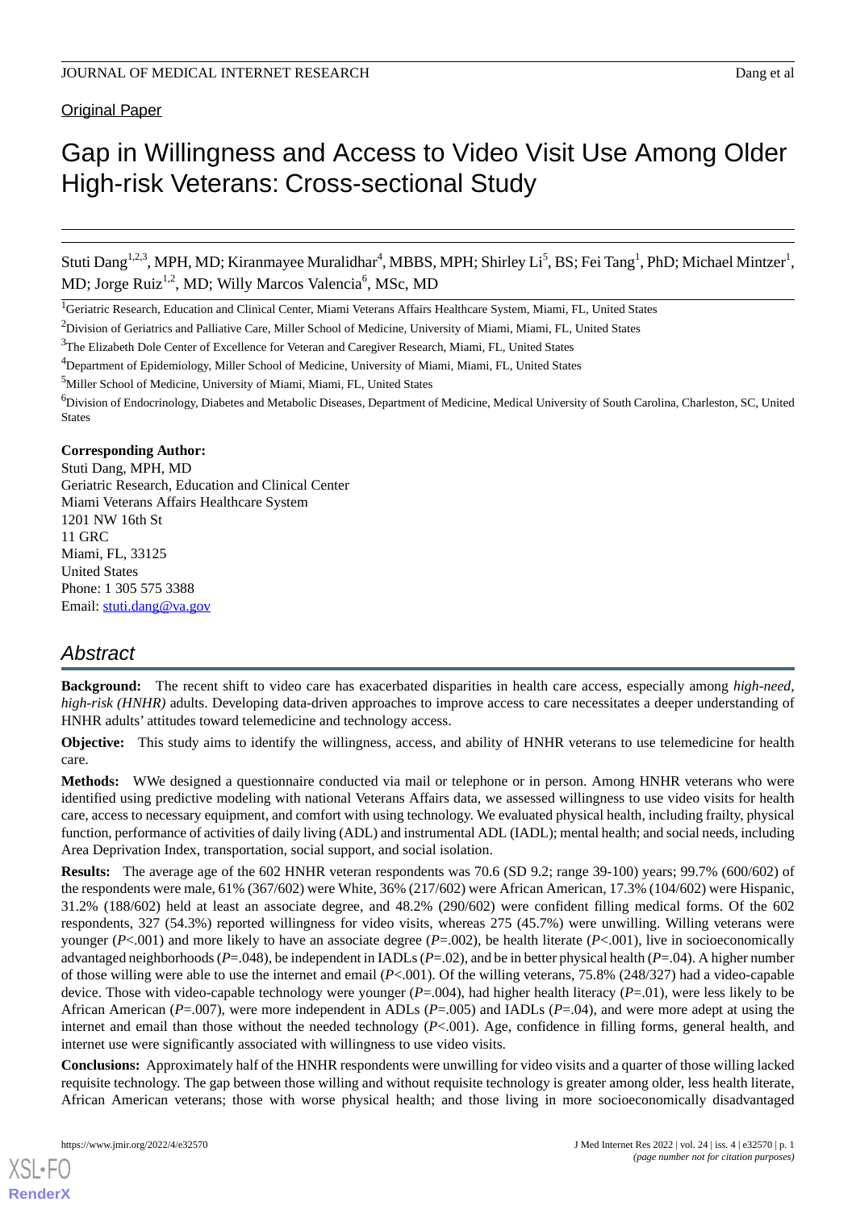Original Paper

# Gap in Willingness and Access to Video Visit Use Among Older High-risk Veterans: Cross-sectional Study

Stuti Dang[1,2,3], MPH, MD; Kiranmayee Muralidhar[4], MBBS, MPH; Shirley Li[5], BS; Fei Tang[1], PhD; Michael Mintzer[1], MD; Jorge Ruiz[1,2], MD; Willy Marcos Valencia[6], MSc, MD

[1]Geriatric Research, Education and Clinical Center, Miami Veterans Affairs Healthcare System, Miami, FL, United States

[2]Division of Geriatrics and Palliative Care, Miller School of Medicine, University of Miami, Miami, FL, United States

[3]The Elizabeth Dole Center of Excellence for Veteran and Caregiver Research, Miami, FL, United States

[4]Department of Epidemiology, Miller School of Medicine, University of Miami, Miami, FL, United States

[5]Miller School of Medicine, University of Miami, Miami, FL, United States

[6]Division of Endocrinology, Diabetes and Metabolic Diseases, Department of Medicine, Medical University of South Carolina, Charleston, SC, United States

**Corresponding Author:**
Stuti Dang, MPH, MD
Geriatric Research, Education and Clinical Center
Miami Veterans Affairs Healthcare System
1201 NW 16th St
11 GRC
Miami, FL, 33125
United States
Phone: 1 305 575 3388
Email: stuti.dang@va.gov

## Abstract

**Background:** The recent shift to video care has exacerbated disparities in health care access, especially among *high-need, high-risk (HNHR)* adults. Developing data-driven approaches to improve access to care necessitates a deeper understanding of HNHR adults' attitudes toward telemedicine and technology access.

**Objective:** This study aims to identify the willingness, access, and ability of HNHR veterans to use telemedicine for health care.

**Methods:** WWe designed a questionnaire conducted via mail or telephone or in person. Among HNHR veterans who were identified using predictive modeling with national Veterans Affairs data, we assessed willingness to use video visits for health care, access to necessary equipment, and comfort with using technology. We evaluated physical health, including frailty, physical function, performance of activities of daily living (ADL) and instrumental ADL (IADL); mental health; and social needs, including Area Deprivation Index, transportation, social support, and social isolation.

**Results:** The average age of the 602 HNHR veteran respondents was 70.6 (SD 9.2; range 39-100) years; 99.7% (600/602) of the respondents were male, 61% (367/602) were White, 36% (217/602) were African American, 17.3% (104/602) were Hispanic, 31.2% (188/602) held at least an associate degree, and 48.2% (290/602) were confident filling medical forms. Of the 602 respondents, 327 (54.3%) reported willingness for video visits, whereas 275 (45.7%) were unwilling. Willing veterans were younger ($P<.001$) and more likely to have an associate degree ($P=.002$), be health literate ($P<.001$), live in socioeconomically advantaged neighborhoods ($P=.048$), be independent in IADLs ($P=.02$), and be in better physical health ($P=.04$). A higher number of those willing were able to use the internet and email ($P<.001$). Of the willing veterans, 75.8% (248/327) had a video-capable device. Those with video-capable technology were younger ($P=.004$), had higher health literacy ($P=.01$), were less likely to be African American ($P=.007$), were more independent in ADLs ($P=.005$) and IADLs ($P=.04$), and were more adept at using the internet and email than those without the needed technology ($P<.001$). Age, confidence in filling forms, general health, and internet use were significantly associated with willingness to use video visits.

**Conclusions:** Approximately half of the HNHR respondents were unwilling for video visits and a quarter of those willing lacked requisite technology. The gap between those willing and without requisite technology is greater among older, less health literate, African American veterans; those with worse physical health; and those living in more socioeconomically disadvantaged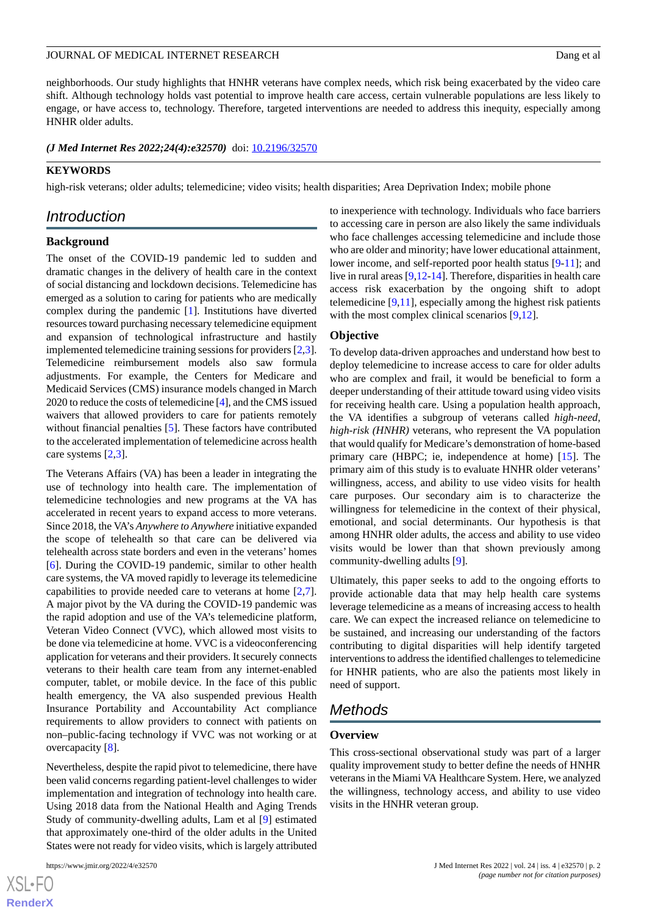neighborhoods. Our study highlights that HNHR veterans have complex needs, which risk being exacerbated by the video care shift. Although technology holds vast potential to improve health care access, certain vulnerable populations are less likely to engage, or have access to, technology. Therefore, targeted interventions are needed to address this inequity, especially among HNHR older adults.

***(J Med Internet Res 2022;24(4):e32570)*** doi: 10.2196/32570

**KEYWORDS**

high-risk veterans; older adults; telemedicine; video visits; health disparities; Area Deprivation Index; mobile phone

## Introduction

### Background

The onset of the COVID-19 pandemic led to sudden and dramatic changes in the delivery of health care in the context of social distancing and lockdown decisions. Telemedicine has emerged as a solution to caring for patients who are medically complex during the pandemic [1]. Institutions have diverted resources toward purchasing necessary telemedicine equipment and expansion of technological infrastructure and hastily implemented telemedicine training sessions for providers [2,3]. Telemedicine reimbursement models also saw formula adjustments. For example, the Centers for Medicare and Medicaid Services (CMS) insurance models changed in March 2020 to reduce the costs of telemedicine [4], and the CMS issued waivers that allowed providers to care for patients remotely without financial penalties [5]. These factors have contributed to the accelerated implementation of telemedicine across health care systems [2,3].

The Veterans Affairs (VA) has been a leader in integrating the use of technology into health care. The implementation of telemedicine technologies and new programs at the VA has accelerated in recent years to expand access to more veterans. Since 2018, the VA's *Anywhere to Anywhere* initiative expanded the scope of telehealth so that care can be delivered via telehealth across state borders and even in the veterans' homes [6]. During the COVID-19 pandemic, similar to other health care systems, the VA moved rapidly to leverage its telemedicine capabilities to provide needed care to veterans at home [2,7]. A major pivot by the VA during the COVID-19 pandemic was the rapid adoption and use of the VA's telemedicine platform, Veteran Video Connect (VVC), which allowed most visits to be done via telemedicine at home. VVC is a videoconferencing application for veterans and their providers. It securely connects veterans to their health care team from any internet-enabled computer, tablet, or mobile device. In the face of this public health emergency, the VA also suspended previous Health Insurance Portability and Accountability Act compliance requirements to allow providers to connect with patients on non–public-facing technology if VVC was not working or at overcapacity [8].

Nevertheless, despite the rapid pivot to telemedicine, there have been valid concerns regarding patient-level challenges to wider implementation and integration of technology into health care. Using 2018 data from the National Health and Aging Trends Study of community-dwelling adults, Lam et al [9] estimated that approximately one-third of the older adults in the United States were not ready for video visits, which is largely attributed to inexperience with technology. Individuals who face barriers to accessing care in person are also likely the same individuals who face challenges accessing telemedicine and include those who are older and minority; have lower educational attainment, lower income, and self-reported poor health status [9-11]; and live in rural areas [9,12-14]. Therefore, disparities in health care access risk exacerbation by the ongoing shift to adopt telemedicine [9,11], especially among the highest risk patients with the most complex clinical scenarios [9,12].

### Objective

To develop data-driven approaches and understand how best to deploy telemedicine to increase access to care for older adults who are complex and frail, it would be beneficial to form a deeper understanding of their attitude toward using video visits for receiving health care. Using a population health approach, the VA identifies a subgroup of veterans called *high-need, high-risk (HNHR)* veterans, who represent the VA population that would qualify for Medicare's demonstration of home-based primary care (HBPC; ie, independence at home) [15]. The primary aim of this study is to evaluate HNHR older veterans' willingness, access, and ability to use video visits for health care purposes. Our secondary aim is to characterize the willingness for telemedicine in the context of their physical, emotional, and social determinants. Our hypothesis is that among HNHR older adults, the access and ability to use video visits would be lower than that shown previously among community-dwelling adults [9].

Ultimately, this paper seeks to add to the ongoing efforts to provide actionable data that may help health care systems leverage telemedicine as a means of increasing access to health care. We can expect the increased reliance on telemedicine to be sustained, and increasing our understanding of the factors contributing to digital disparities will help identify targeted interventions to address the identified challenges to telemedicine for HNHR patients, who are also the patients most likely in need of support.

## Methods

### Overview

This cross-sectional observational study was part of a larger quality improvement study to better define the needs of HNHR veterans in the Miami VA Healthcare System. Here, we analyzed the willingness, technology access, and ability to use video visits in the HNHR veteran group.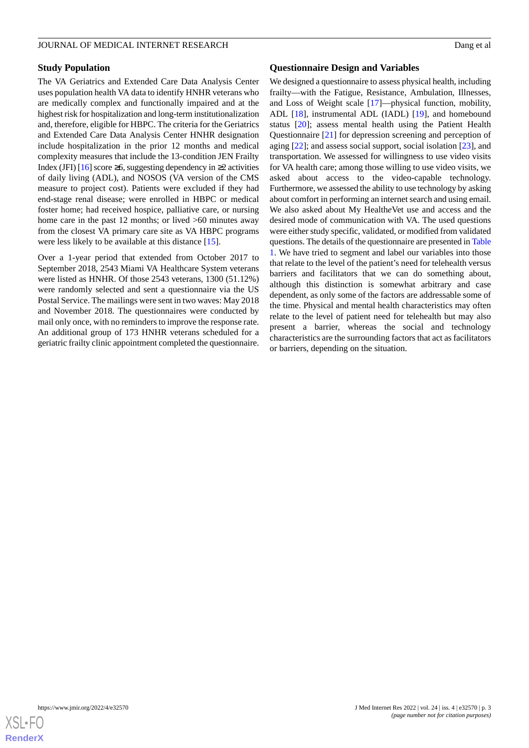### Study Population

The VA Geriatrics and Extended Care Data Analysis Center uses population health VA data to identify HNHR veterans who are medically complex and functionally impaired and at the highest risk for hospitalization and long-term institutionalization and, therefore, eligible for HBPC. The criteria for the Geriatrics and Extended Care Data Analysis Center HNHR designation include hospitalization in the prior 12 months and medical complexity measures that include the 13-condition JEN Frailty Index (JFI) [16] score ≥6, suggesting dependency in ≥2 activities of daily living (ADL), and NOSOS (VA version of the CMS measure to project cost). Patients were excluded if they had end-stage renal disease; were enrolled in HBPC or medical foster home; had received hospice, palliative care, or nursing home care in the past 12 months; or lived >60 minutes away from the closest VA primary care site as VA HBPC programs were less likely to be available at this distance [15].

Over a 1-year period that extended from October 2017 to September 2018, 2543 Miami VA Healthcare System veterans were listed as HNHR. Of those 2543 veterans, 1300 (51.12%) were randomly selected and sent a questionnaire via the US Postal Service. The mailings were sent in two waves: May 2018 and November 2018. The questionnaires were conducted by mail only once, with no reminders to improve the response rate. An additional group of 173 HNHR veterans scheduled for a geriatric frailty clinic appointment completed the questionnaire.

### Questionnaire Design and Variables

We designed a questionnaire to assess physical health, including frailty—with the Fatigue, Resistance, Ambulation, Illnesses, and Loss of Weight scale [17]—physical function, mobility, ADL [18], instrumental ADL (IADL) [19], and homebound status [20]; assess mental health using the Patient Health Questionnaire [21] for depression screening and perception of aging [22]; and assess social support, social isolation [23], and transportation. We assessed for willingness to use video visits for VA health care; among those willing to use video visits, we asked about access to the video-capable technology. Furthermore, we assessed the ability to use technology by asking about comfort in performing an internet search and using email. We also asked about My Health*e*Vet use and access and the desired mode of communication with VA. The used questions were either study specific, validated, or modified from validated questions. The details of the questionnaire are presented in Table 1. We have tried to segment and label our variables into those that relate to the level of the patient's need for telehealth versus barriers and facilitators that we can do something about, although this distinction is somewhat arbitrary and case dependent, as only some of the factors are addressable some of the time. Physical and mental health characteristics may often relate to the level of patient need for telehealth but may also present a barrier, whereas the social and technology characteristics are the surrounding factors that act as facilitators or barriers, depending on the situation.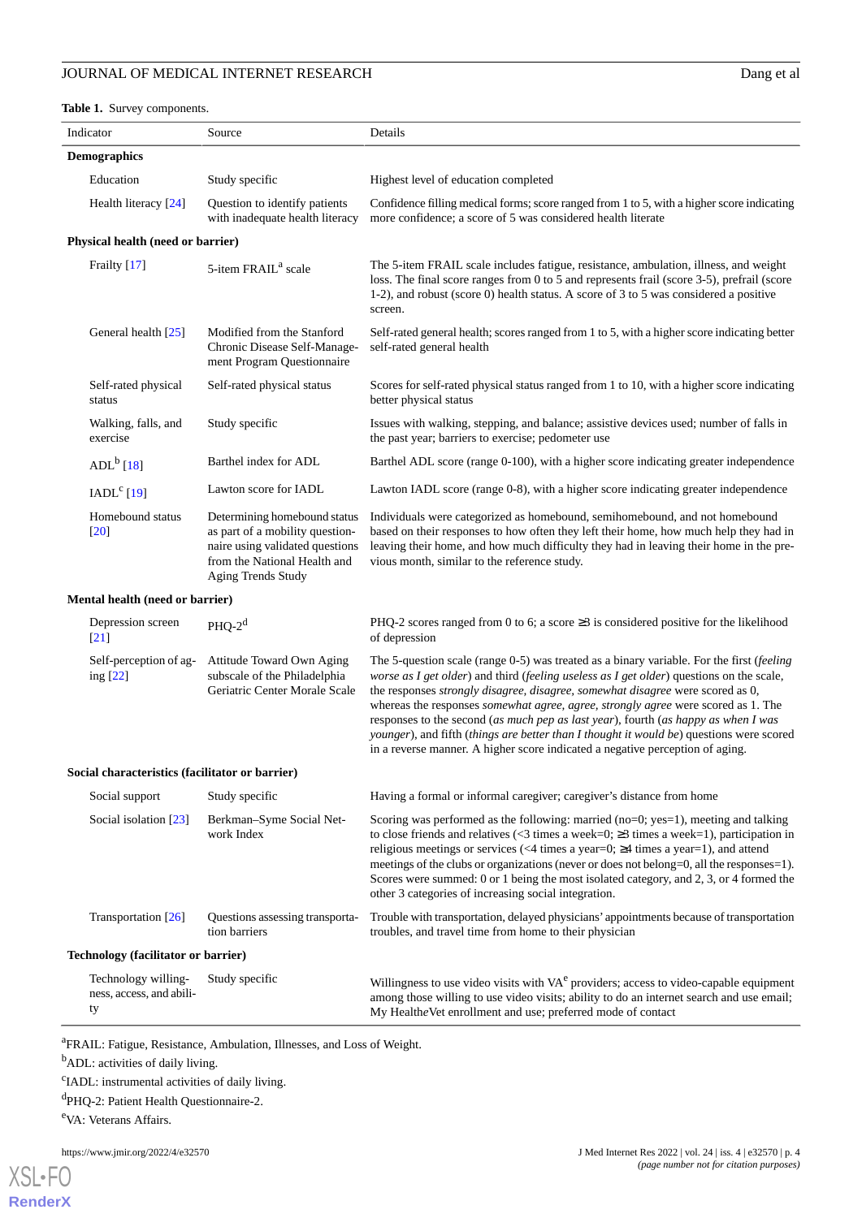**Table 1.** Survey components.

| Indicator | Source | Details |
|---|---|---|
| **Demographics** | | |
| Education | Study specific | Highest level of education completed |
| Health literacy [24] | Question to identify patients with inadequate health literacy | Confidence filling medical forms; score ranged from 1 to 5, with a higher score indicating more confidence; a score of 5 was considered health literate |
| **Physical health (need or barrier)** | | |
| Frailty [17] | 5-item FRAIL[a] scale | The 5-item FRAIL scale includes fatigue, resistance, ambulation, illness, and weight loss. The final score ranges from 0 to 5 and represents frail (score 3-5), prefrail (score 1-2), and robust (score 0) health status. A score of 3 to 5 was considered a positive screen. |
| General health [25] | Modified from the Stanford Chronic Disease Self-Management Program Questionnaire | Self-rated general health; scores ranged from 1 to 5, with a higher score indicating better self-rated general health |
| Self-rated physical status | Self-rated physical status | Scores for self-rated physical status ranged from 1 to 10, with a higher score indicating better physical status |
| Walking, falls, and exercise | Study specific | Issues with walking, stepping, and balance; assistive devices used; number of falls in the past year; barriers to exercise; pedometer use |
| ADL[b] [18] | Barthel index for ADL | Barthel ADL score (range 0-100), with a higher score indicating greater independence |
| IADL[c] [19] | Lawton score for IADL | Lawton IADL score (range 0-8), with a higher score indicating greater independence |
| Homebound status [20] | Determining homebound status as part of a mobility questionnaire using validated questions from the National Health and Aging Trends Study | Individuals were categorized as homebound, semihomebound, and not homebound based on their responses to how often they left their home, how much help they had in leaving their home, and how much difficulty they had in leaving their home in the previous month, similar to the reference study. |
| **Mental health (need or barrier)** | | |
| Depression screen [21] | PHQ-2[d] | PHQ-2 scores ranged from 0 to 6; a score ≥3 is considered positive for the likelihood of depression |
| Self-perception of aging [22] | Attitude Toward Own Aging subscale of the Philadelphia Geriatric Center Morale Scale | The 5-question scale (range 0-5) was treated as a binary variable. For the first (*feeling worse as I get older*) and third (*feeling useless as I get older*) questions on the scale, the responses *strongly disagree, disagree, somewhat disagree* were scored as 0, whereas the responses *somewhat agree, agree, strongly agree* were scored as 1. The responses to the second (*as much pep as last year*), fourth (*as happy as when I was younger*), and fifth (*things are better than I thought it would be*) questions were scored in a reverse manner. A higher score indicated a negative perception of aging. |
| **Social characteristics (facilitator or barrier)** | | |
| Social support | Study specific | Having a formal or informal caregiver; caregiver's distance from home |
| Social isolation [23] | Berkman–Syme Social Network Index | Scoring was performed as the following: married (no=0; yes=1), meeting and talking to close friends and relatives (<3 times a week=0; ≥3 times a week=1), participation in religious meetings or services (<4 times a year=0; ≥4 times a year=1), and attend meetings of the clubs or organizations (never or does not belong=0, all the responses=1). Scores were summed: 0 or 1 being the most isolated category, and 2, 3, or 4 formed the other 3 categories of increasing social integration. |
| Transportation [26] | Questions assessing transportation barriers | Trouble with transportation, delayed physicians' appointments because of transportation troubles, and travel time from home to their physician |
| **Technology (facilitator or barrier)** | | |
| Technology willingness, access, and ability | Study specific | Willingness to use video visits with VA[e] providers; access to video-capable equipment among those willing to use video visits; ability to do an internet search and use email; My Health*e*Vet enrollment and use; preferred mode of contact |

[a]FRAIL: Fatigue, Resistance, Ambulation, Illnesses, and Loss of Weight.

[b]ADL: activities of daily living.

[c]IADL: instrumental activities of daily living.

[d]PHQ-2: Patient Health Questionnaire-2.

[e]VA: Veterans Affairs.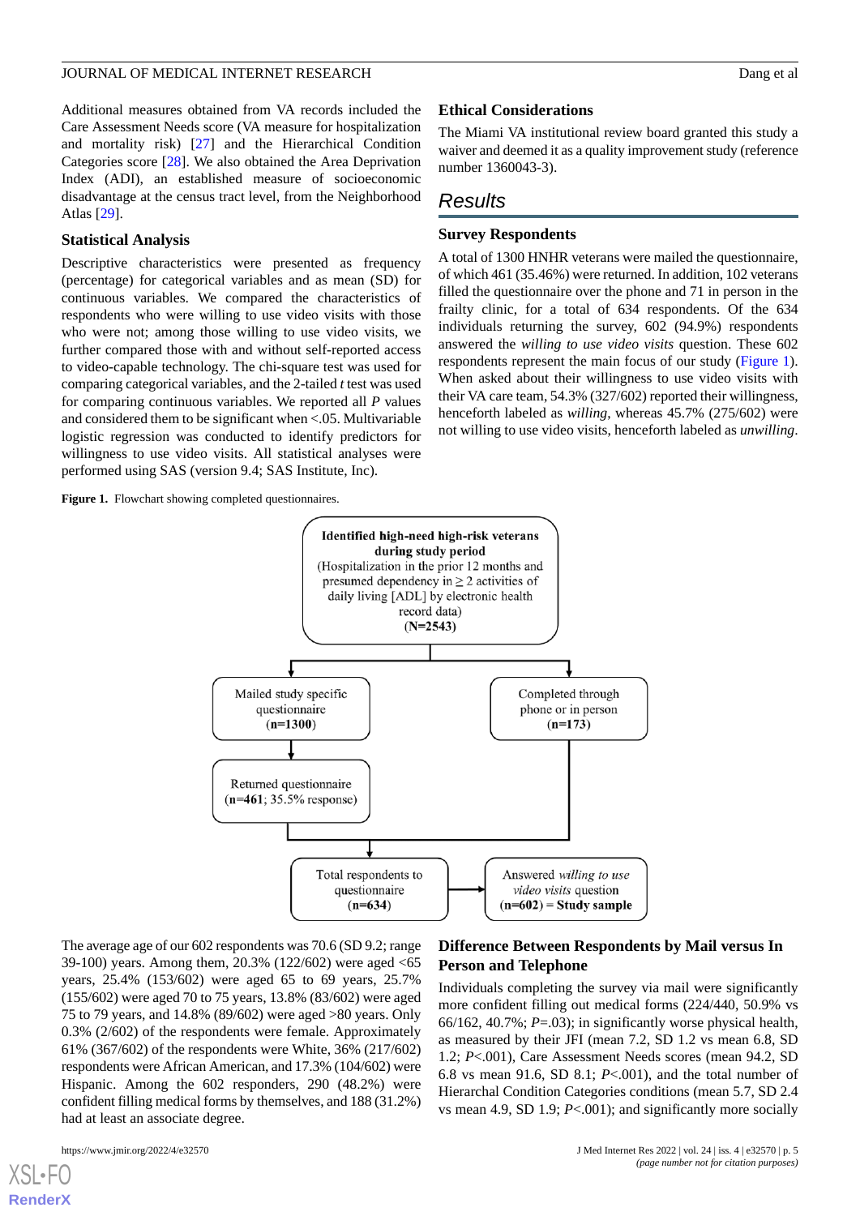Additional measures obtained from VA records included the Care Assessment Needs score (VA measure for hospitalization and mortality risk) [27] and the Hierarchical Condition Categories score [28]. We also obtained the Area Deprivation Index (ADI), an established measure of socioeconomic disadvantage at the census tract level, from the Neighborhood Atlas [29].

### Statistical Analysis

Descriptive characteristics were presented as frequency (percentage) for categorical variables and as mean (SD) for continuous variables. We compared the characteristics of respondents who were willing to use video visits with those who were not; among those willing to use video visits, we further compared those with and without self-reported access to video-capable technology. The chi-square test was used for comparing categorical variables, and the 2-tailed *t* test was used for comparing continuous variables. We reported all *P* values and considered them to be significant when <.05. Multivariable logistic regression was conducted to identify predictors for willingness to use video visits. All statistical analyses were performed using SAS (version 9.4; SAS Institute, Inc).

### Ethical Considerations

The Miami VA institutional review board granted this study a waiver and deemed it as a quality improvement study (reference number 1360043-3).

## Results

### Survey Respondents

A total of 1300 HNHR veterans were mailed the questionnaire, of which 461 (35.46%) were returned. In addition, 102 veterans filled the questionnaire over the phone and 71 in person in the frailty clinic, for a total of 634 respondents. Of the 634 individuals returning the survey, 602 (94.9%) respondents answered the *willing to use video visits* question. These 602 respondents represent the main focus of our study (Figure 1). When asked about their willingness to use video visits with their VA care team, 54.3% (327/602) reported their willingness, henceforth labeled as *willing*, whereas 45.7% (275/602) were not willing to use video visits, henceforth labeled as *unwilling*.

**Figure 1.** Flowchart showing completed questionnaires.

Identified high-need high-risk veterans during study period (Hospitalization in the prior 12 months and presumed dependency in ≥ 2 activities of daily living [ADL] by electronic health record data) (N=2543)

Mailed study specific questionnaire (n=1300)

Completed through phone or in person (n=173)

Returned questionnaire (n=461; 35.5% response)

Total respondents to questionnaire (n=634)

Answered *willing to use video visits* question (n=602) = Study sample

The average age of our 602 respondents was 70.6 (SD 9.2; range 39-100) years. Among them, 20.3% (122/602) were aged <65 years, 25.4% (153/602) were aged 65 to 69 years, 25.7% (155/602) were aged 70 to 75 years, 13.8% (83/602) were aged 75 to 79 years, and 14.8% (89/602) were aged >80 years. Only 0.3% (2/602) of the respondents were female. Approximately 61% (367/602) of the respondents were White, 36% (217/602) respondents were African American, and 17.3% (104/602) were Hispanic. Among the 602 responders, 290 (48.2%) were confident filling medical forms by themselves, and 188 (31.2%) had at least an associate degree.

### Difference Between Respondents by Mail versus In Person and Telephone

Individuals completing the survey via mail were significantly more confident filling out medical forms (224/440, 50.9% vs 66/162, 40.7%; *P*=.03); in significantly worse physical health, as measured by their JFI (mean 7.2, SD 1.2 vs mean 6.8, SD 1.2; *P*<.001), Care Assessment Needs scores (mean 94.2, SD 6.8 vs mean 91.6, SD 8.1; *P*<.001), and the total number of Hierarchal Condition Categories conditions (mean 5.7, SD 2.4 vs mean 4.9, SD 1.9; *P*<.001); and significantly more socially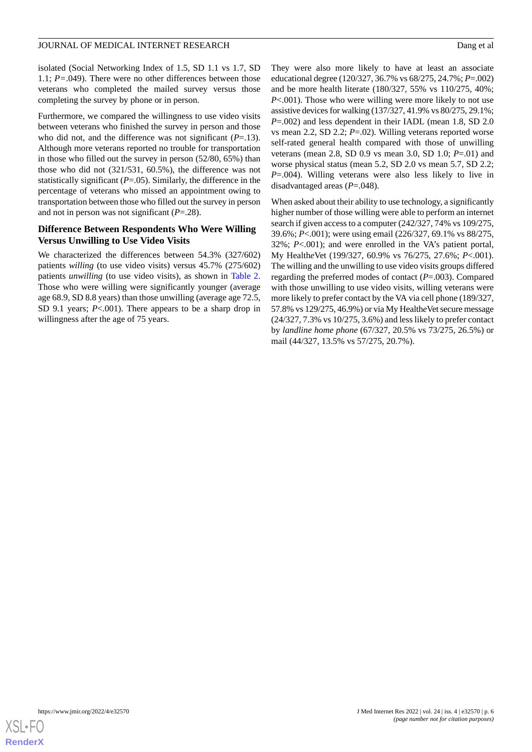isolated (Social Networking Index of 1.5, SD 1.1 vs 1.7, SD 1.1; *P*=.049). There were no other differences between those veterans who completed the mailed survey versus those completing the survey by phone or in person.

Furthermore, we compared the willingness to use video visits between veterans who finished the survey in person and those who did not, and the difference was not significant (*P*=.13). Although more veterans reported no trouble for transportation in those who filled out the survey in person (52/80, 65%) than those who did not (321/531, 60.5%), the difference was not statistically significant (*P*=.05). Similarly, the difference in the percentage of veterans who missed an appointment owing to transportation between those who filled out the survey in person and not in person was not significant (*P*=.28).

### Difference Between Respondents Who Were Willing Versus Unwilling to Use Video Visits

We characterized the differences between 54.3% (327/602) patients *willing* (to use video visits) versus 45.7% (275/602) patients *unwilling* (to use video visits), as shown in Table 2. Those who were willing were significantly younger (average age 68.9, SD 8.8 years) than those unwilling (average age 72.5, SD 9.1 years; *P*<.001). There appears to be a sharp drop in willingness after the age of 75 years.

They were also more likely to have at least an associate educational degree (120/327, 36.7% vs 68/275, 24.7%; *P*=.002) and be more health literate (180/327, 55% vs 110/275, 40%; *P*<.001). Those who were willing were more likely to not use assistive devices for walking (137/327, 41.9% vs 80/275, 29.1%; *P*=.002) and less dependent in their IADL (mean 1.8, SD 2.0 vs mean 2.2, SD 2.2; *P*=.02). Willing veterans reported worse self-rated general health compared with those of unwilling veterans (mean 2.8, SD 0.9 vs mean 3.0, SD 1.0; *P*=.01) and worse physical status (mean 5.2, SD 2.0 vs mean 5.7, SD 2.2; *P*=.004). Willing veterans were also less likely to live in disadvantaged areas (*P*=.048).

When asked about their ability to use technology, a significantly higher number of those willing were able to perform an internet search if given access to a computer (242/327, 74% vs 109/275, 39.6%; *P*<.001); were using email (226/327, 69.1% vs 88/275, 32%; *P*<.001); and were enrolled in the VA's patient portal, My Health*e*Vet (199/327, 60.9% vs 76/275, 27.6%; *P*<.001). The willing and the unwilling to use video visits groups differed regarding the preferred modes of contact (*P*=.003). Compared with those unwilling to use video visits, willing veterans were more likely to prefer contact by the VA via cell phone (189/327, 57.8% vs 129/275, 46.9%) or via My Health*e*Vet secure message (24/327, 7.3% vs 10/275, 3.6%) and less likely to prefer contact by *landline home phone* (67/327, 20.5% vs 73/275, 26.5%) or mail (44/327, 13.5% vs 57/275, 20.7%).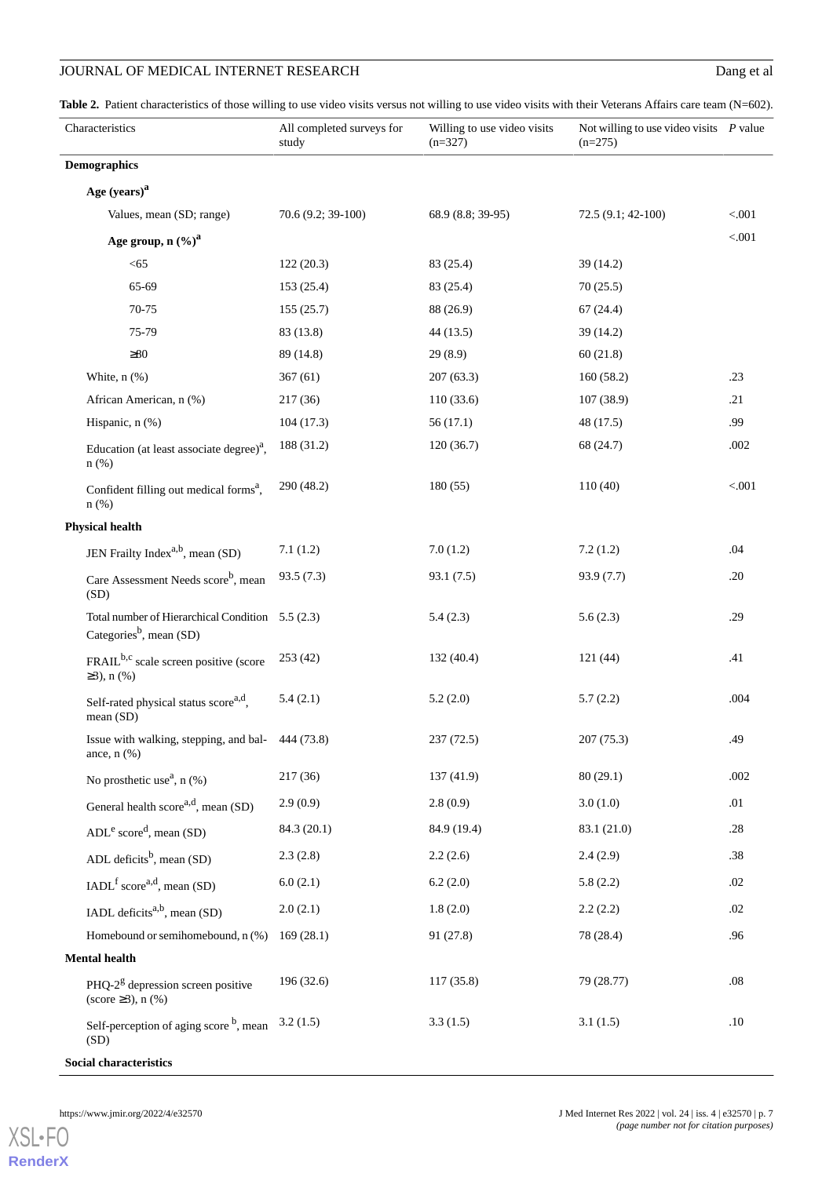**Table 2.** Patient characteristics of those willing to use video visits versus not willing to use video visits with their Veterans Affairs care team (N=602).

| Characteristics | All completed surveys for study | Willing to use video visits (n=327) | Not willing to use video visits (n=275) | *P* value |
|---|---|---|---|---|
| **Demographics** | | | | |
| **Age (years)**[a] | | | | |
| Values, mean (SD; range) | 70.6 (9.2; 39-100) | 68.9 (8.8; 39-95) | 72.5 (9.1; 42-100) | <.001 |
| **Age group, n (%)**[a] | | | | <.001 |
| <65 | 122 (20.3) | 83 (25.4) | 39 (14.2) | |
| 65-69 | 153 (25.4) | 83 (25.4) | 70 (25.5) | |
| 70-75 | 155 (25.7) | 88 (26.9) | 67 (24.4) | |
| 75-79 | 83 (13.8) | 44 (13.5) | 39 (14.2) | |
| ≥80 | 89 (14.8) | 29 (8.9) | 60 (21.8) | |
| White, n (%) | 367 (61) | 207 (63.3) | 160 (58.2) | .23 |
| African American, n (%) | 217 (36) | 110 (33.6) | 107 (38.9) | .21 |
| Hispanic, n (%) | 104 (17.3) | 56 (17.1) | 48 (17.5) | .99 |
| Education (at least associate degree)[a], n (%) | 188 (31.2) | 120 (36.7) | 68 (24.7) | .002 |
| Confident filling out medical forms[a], n (%) | 290 (48.2) | 180 (55) | 110 (40) | <.001 |
| **Physical health** | | | | |
| JEN Frailty Index[a,b], mean (SD) | 7.1 (1.2) | 7.0 (1.2) | 7.2 (1.2) | .04 |
| Care Assessment Needs score[b], mean (SD) | 93.5 (7.3) | 93.1 (7.5) | 93.9 (7.7) | .20 |
| Total number of Hierarchical Condition Categories[b], mean (SD) | 5.5 (2.3) | 5.4 (2.3) | 5.6 (2.3) | .29 |
| FRAIL[b,c] scale screen positive (score ≥3), n (%) | 253 (42) | 132 (40.4) | 121 (44) | .41 |
| Self-rated physical status score[a,d], mean (SD) | 5.4 (2.1) | 5.2 (2.0) | 5.7 (2.2) | .004 |
| Issue with walking, stepping, and balance, n (%) | 444 (73.8) | 237 (72.5) | 207 (75.3) | .49 |
| No prosthetic use[a], n (%) | 217 (36) | 137 (41.9) | 80 (29.1) | .002 |
| General health score[a,d], mean (SD) | 2.9 (0.9) | 2.8 (0.9) | 3.0 (1.0) | .01 |
| ADL[e] score[d], mean (SD) | 84.3 (20.1) | 84.9 (19.4) | 83.1 (21.0) | .28 |
| ADL deficits[b], mean (SD) | 2.3 (2.8) | 2.2 (2.6) | 2.4 (2.9) | .38 |
| IADL[f] score[a,d], mean (SD) | 6.0 (2.1) | 6.2 (2.0) | 5.8 (2.2) | .02 |
| IADL deficits[a,b], mean (SD) | 2.0 (2.1) | 1.8 (2.0) | 2.2 (2.2) | .02 |
| Homebound or semihomebound, n (%) | 169 (28.1) | 91 (27.8) | 78 (28.4) | .96 |
| **Mental health** | | | | |
| PHQ-2[g] depression screen positive (score ≥3), n (%) | 196 (32.6) | 117 (35.8) | 79 (28.77) | .08 |
| Self-perception of aging score [b], mean (SD) | 3.2 (1.5) | 3.3 (1.5) | 3.1 (1.5) | .10 |
| **Social characteristics** | | | | |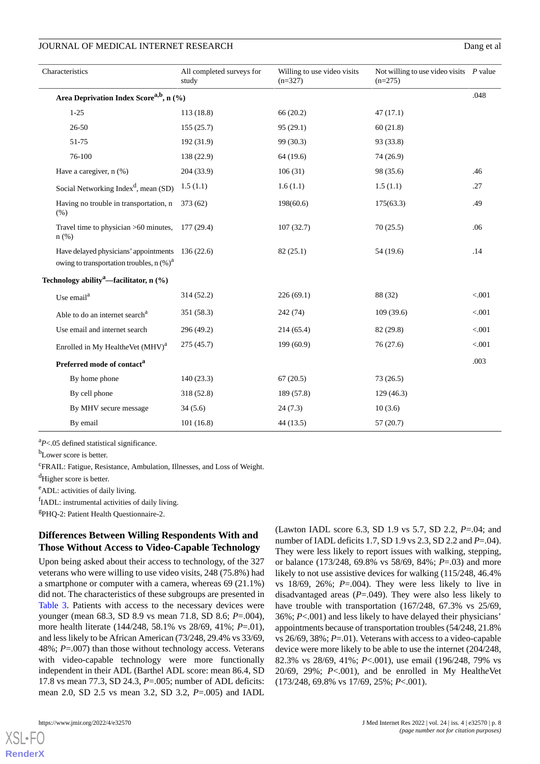| Characteristics | All completed surveys for study | Willing to use video visits (n=327) | Not willing to use video visits (n=275) | *P* value |
|---|---|---|---|---|
| **Area Deprivation Index Score[a,b], n (%)** | | | | .048 |
| 1-25 | 113 (18.8) | 66 (20.2) | 47 (17.1) | |
| 26-50 | 155 (25.7) | 95 (29.1) | 60 (21.8) | |
| 51-75 | 192 (31.9) | 99 (30.3) | 93 (33.8) | |
| 76-100 | 138 (22.9) | 64 (19.6) | 74 (26.9) | |
| Have a caregiver, n (%) | 204 (33.9) | 106 (31) | 98 (35.6) | .46 |
| Social Networking Index[d], mean (SD) | 1.5 (1.1) | 1.6 (1.1) | 1.5 (1.1) | .27 |
| Having no trouble in transportation, n (%) | 373 (62) | 198(60.6) | 175(63.3) | .49 |
| Travel time to physician >60 minutes, n (%) | 177 (29.4) | 107 (32.7) | 70 (25.5) | .06 |
| Have delayed physicians' appointments owing to transportation troubles, n (%)[a] | 136 (22.6) | 82 (25.1) | 54 (19.6) | .14 |
| **Technology ability[a]—facilitator, n (%)** | | | | |
| Use email[a] | 314 (52.2) | 226 (69.1) | 88 (32) | <.001 |
| Able to do an internet search[a] | 351 (58.3) | 242 (74) | 109 (39.6) | <.001 |
| Use email and internet search | 296 (49.2) | 214 (65.4) | 82 (29.8) | <.001 |
| Enrolled in My Health*e*Vet (MHV)[a] | 275 (45.7) | 199 (60.9) | 76 (27.6) | <.001 |
| **Preferred mode of contact[a]** | | | | .003 |
| By home phone | 140 (23.3) | 67 (20.5) | 73 (26.5) | |
| By cell phone | 318 (52.8) | 189 (57.8) | 129 (46.3) | |
| By MHV secure message | 34 (5.6) | 24 (7.3) | 10 (3.6) | |
| By email | 101 (16.8) | 44 (13.5) | 57 (20.7) | |

[a]*P*<.05 defined statistical significance.

[b]Lower score is better.

[c]FRAIL: Fatigue, Resistance, Ambulation, Illnesses, and Loss of Weight.

[d]Higher score is better.

[e]ADL: activities of daily living.

[f]IADL: instrumental activities of daily living.

[g]PHQ-2: Patient Health Questionnaire-2.

### Differences Between Willing Respondents With and Those Without Access to Video-Capable Technology

Upon being asked about their access to technology, of the 327 veterans who were willing to use video visits, 248 (75.8%) had a smartphone or computer with a camera, whereas 69 (21.1%) did not. The characteristics of these subgroups are presented in Table 3. Patients with access to the necessary devices were younger (mean 68.3, SD 8.9 vs mean 71.8, SD 8.6; *P*=.004), more health literate (144/248, 58.1% vs 28/69, 41%; *P*=.01), and less likely to be African American (73/248, 29.4% vs 33/69, 48%; *P*=.007) than those without technology access. Veterans with video-capable technology were more functionally independent in their ADL (Barthel ADL score: mean 86.4, SD 17.8 vs mean 77.3, SD 24.3, *P*=.005; number of ADL deficits: mean 2.0, SD 2.5 vs mean 3.2, SD 3.2, *P*=.005) and IADL (Lawton IADL score 6.3, SD 1.9 vs 5.7, SD 2.2, *P*=.04; and number of IADL deficits 1.7, SD 1.9 vs 2.3, SD 2.2 and *P*=.04). They were less likely to report issues with walking, stepping, or balance (173/248, 69.8% vs 58/69, 84%; *P*=.03) and more likely to not use assistive devices for walking (115/248, 46.4% vs 18/69, 26%; *P*=.004). They were less likely to live in disadvantaged areas (*P*=.049). They were also less likely to have trouble with transportation (167/248, 67.3% vs 25/69, 36%; *P*<.001) and less likely to have delayed their physicians' appointments because of transportation troubles (54/248, 21.8% vs 26/69, 38%; *P*=.01). Veterans with access to a video-capable device were more likely to be able to use the internet (204/248, 82.3% vs 28/69, 41%; *P*<.001), use email (196/248, 79% vs 20/69, 29%; *P*<.001), and be enrolled in My Health*e*Vet (173/248, 69.8% vs 17/69, 25%; *P*<.001).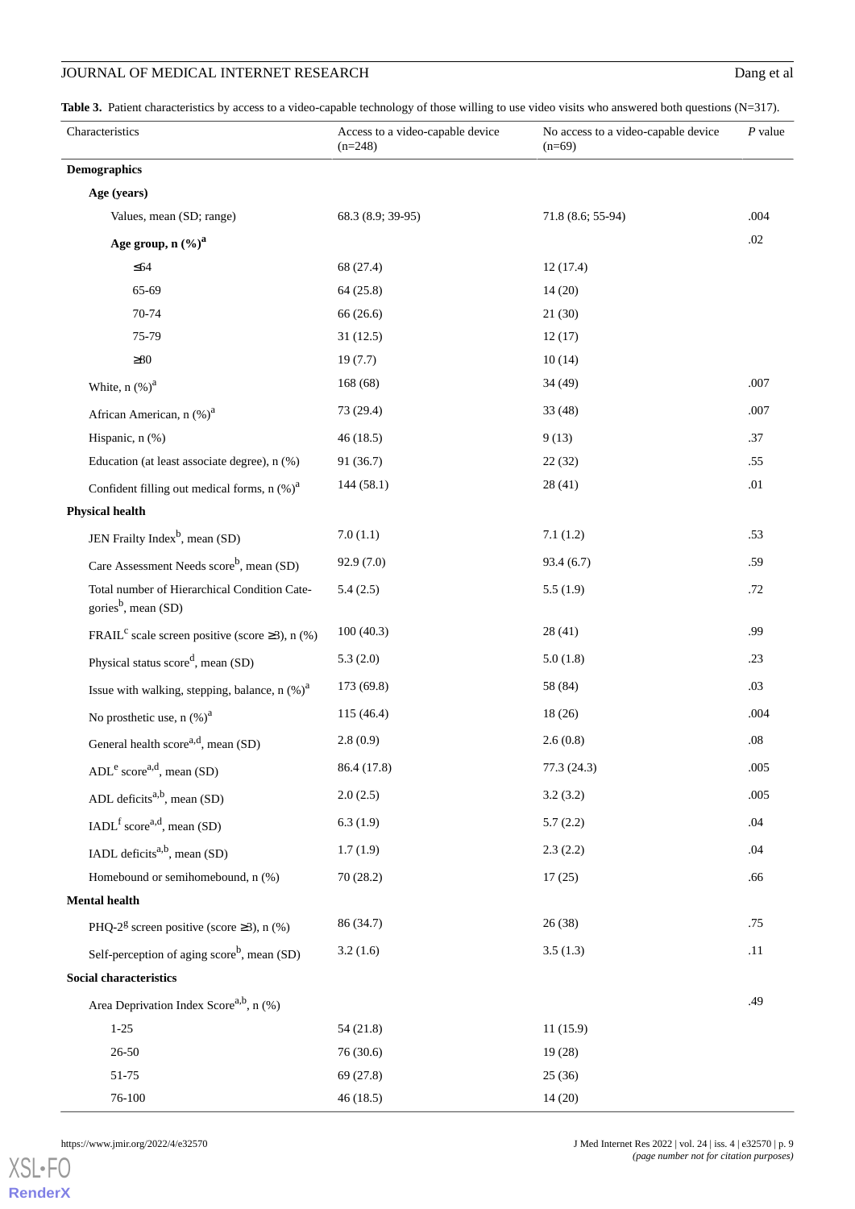**Table 3.** Patient characteristics by access to a video-capable technology of those willing to use video visits who answered both questions (N=317).

| Characteristics | Access to a video-capable device (n=248) | No access to a video-capable device (n=69) | *P* value |
|---|---|---|---|
| **Demographics** | | | |
| **Age (years)** | | | |
| Values, mean (SD; range) | 68.3 (8.9; 39-95) | 71.8 (8.6; 55-94) | .004 |
| **Age group, n (%)**[a] | | | .02 |
| ≤64 | 68 (27.4) | 12 (17.4) | |
| 65-69 | 64 (25.8) | 14 (20) | |
| 70-74 | 66 (26.6) | 21 (30) | |
| 75-79 | 31 (12.5) | 12 (17) | |
| ≥80 | 19 (7.7) | 10 (14) | |
| White, n (%)[a] | 168 (68) | 34 (49) | .007 |
| African American, n (%)[a] | 73 (29.4) | 33 (48) | .007 |
| Hispanic, n (%) | 46 (18.5) | 9 (13) | .37 |
| Education (at least associate degree), n (%) | 91 (36.7) | 22 (32) | .55 |
| Confident filling out medical forms, n (%)[a] | 144 (58.1) | 28 (41) | .01 |
| **Physical health** | | | |
| JEN Frailty Index[b], mean (SD) | 7.0 (1.1) | 7.1 (1.2) | .53 |
| Care Assessment Needs score[b], mean (SD) | 92.9 (7.0) | 93.4 (6.7) | .59 |
| Total number of Hierarchical Condition Categories[b], mean (SD) | 5.4 (2.5) | 5.5 (1.9) | .72 |
| FRAIL[c] scale screen positive (score ≥3), n (%) | 100 (40.3) | 28 (41) | .99 |
| Physical status score[d], mean (SD) | 5.3 (2.0) | 5.0 (1.8) | .23 |
| Issue with walking, stepping, balance, n (%)[a] | 173 (69.8) | 58 (84) | .03 |
| No prosthetic use, n (%)[a] | 115 (46.4) | 18 (26) | .004 |
| General health score[a,d], mean (SD) | 2.8 (0.9) | 2.6 (0.8) | .08 |
| ADL[e] score[a,d], mean (SD) | 86.4 (17.8) | 77.3 (24.3) | .005 |
| ADL deficits[a,b], mean (SD) | 2.0 (2.5) | 3.2 (3.2) | .005 |
| IADL[f] score[a,d], mean (SD) | 6.3 (1.9) | 5.7 (2.2) | .04 |
| IADL deficits[a,b], mean (SD) | 1.7 (1.9) | 2.3 (2.2) | .04 |
| Homebound or semihomebound, n (%) | 70 (28.2) | 17 (25) | .66 |
| **Mental health** | | | |
| PHQ-2[g] screen positive (score ≥3), n (%) | 86 (34.7) | 26 (38) | .75 |
| Self-perception of aging score[b], mean (SD) | 3.2 (1.6) | 3.5 (1.3) | .11 |
| **Social characteristics** | | | |
| Area Deprivation Index Score[a,b], n (%) | | | .49 |
| 1-25 | 54 (21.8) | 11 (15.9) | |
| 26-50 | 76 (30.6) | 19 (28) | |
| 51-75 | 69 (27.8) | 25 (36) | |
| 76-100 | 46 (18.5) | 14 (20) | |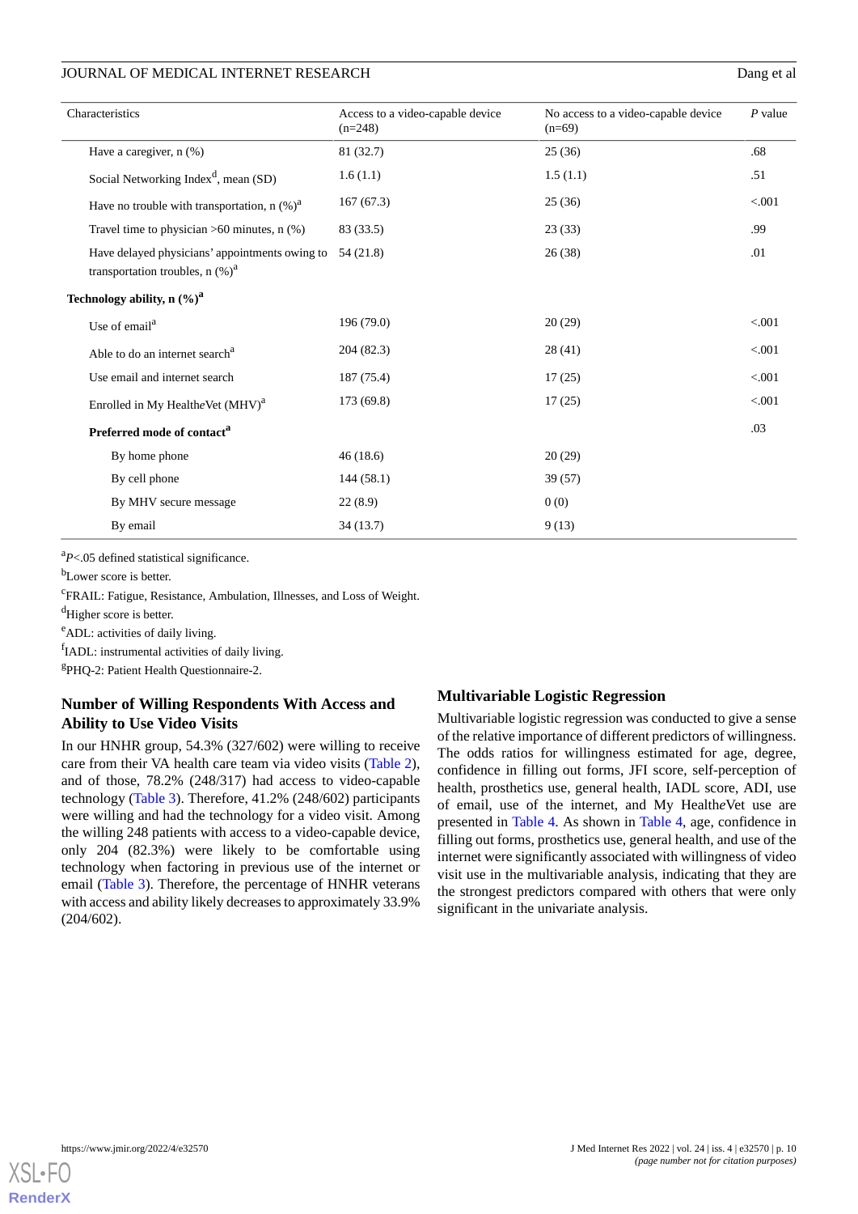| Characteristics | Access to a video-capable device (n=248) | No access to a video-capable device (n=69) | *P* value |
|---|---|---|---|
| Have a caregiver, n (%) | 81 (32.7) | 25 (36) | .68 |
| Social Networking Index[d], mean (SD) | 1.6 (1.1) | 1.5 (1.1) | .51 |
| Have no trouble with transportation, n (%)[a] | 167 (67.3) | 25 (36) | <.001 |
| Travel time to physician >60 minutes, n (%) | 83 (33.5) | 23 (33) | .99 |
| Have delayed physicians' appointments owing to transportation troubles, n (%)[a] | 54 (21.8) | 26 (38) | .01 |
| **Technology ability, n (%)[a]** | | | |
| Use of email[a] | 196 (79.0) | 20 (29) | <.001 |
| Able to do an internet search[a] | 204 (82.3) | 28 (41) | <.001 |
| Use email and internet search | 187 (75.4) | 17 (25) | <.001 |
| Enrolled in My Health*e*Vet (MHV)[a] | 173 (69.8) | 17 (25) | <.001 |
| **Preferred mode of contact[a]** | | | .03 |
| By home phone | 46 (18.6) | 20 (29) | |
| By cell phone | 144 (58.1) | 39 (57) | |
| By MHV secure message | 22 (8.9) | 0 (0) | |
| By email | 34 (13.7) | 9 (13) | |

[a]$P<.05$ defined statistical significance.

[b]Lower score is better.

[c]FRAIL: Fatigue, Resistance, Ambulation, Illnesses, and Loss of Weight.

[d]Higher score is better.

[e]ADL: activities of daily living.

[f]IADL: instrumental activities of daily living.

[g]PHQ-2: Patient Health Questionnaire-2.

## Number of Willing Respondents With Access and Ability to Use Video Visits

In our HNHR group, 54.3% (327/602) were willing to receive care from their VA health care team via video visits (Table 2), and of those, 78.2% (248/317) had access to video-capable technology (Table 3). Therefore, 41.2% (248/602) participants were willing and had the technology for a video visit. Among the willing 248 patients with access to a video-capable device, only 204 (82.3%) were likely to be comfortable using technology when factoring in previous use of the internet or email (Table 3). Therefore, the percentage of HNHR veterans with access and ability likely decreases to approximately 33.9% (204/602).

## Multivariable Logistic Regression

Multivariable logistic regression was conducted to give a sense of the relative importance of different predictors of willingness. The odds ratios for willingness estimated for age, degree, confidence in filling out forms, JFI score, self-perception of health, prosthetics use, general health, IADL score, ADI, use of email, use of the internet, and My Health*e*Vet use are presented in Table 4. As shown in Table 4, age, confidence in filling out forms, prosthetics use, general health, and use of the internet were significantly associated with willingness of video visit use in the multivariable analysis, indicating that they are the strongest predictors compared with others that were only significant in the univariate analysis.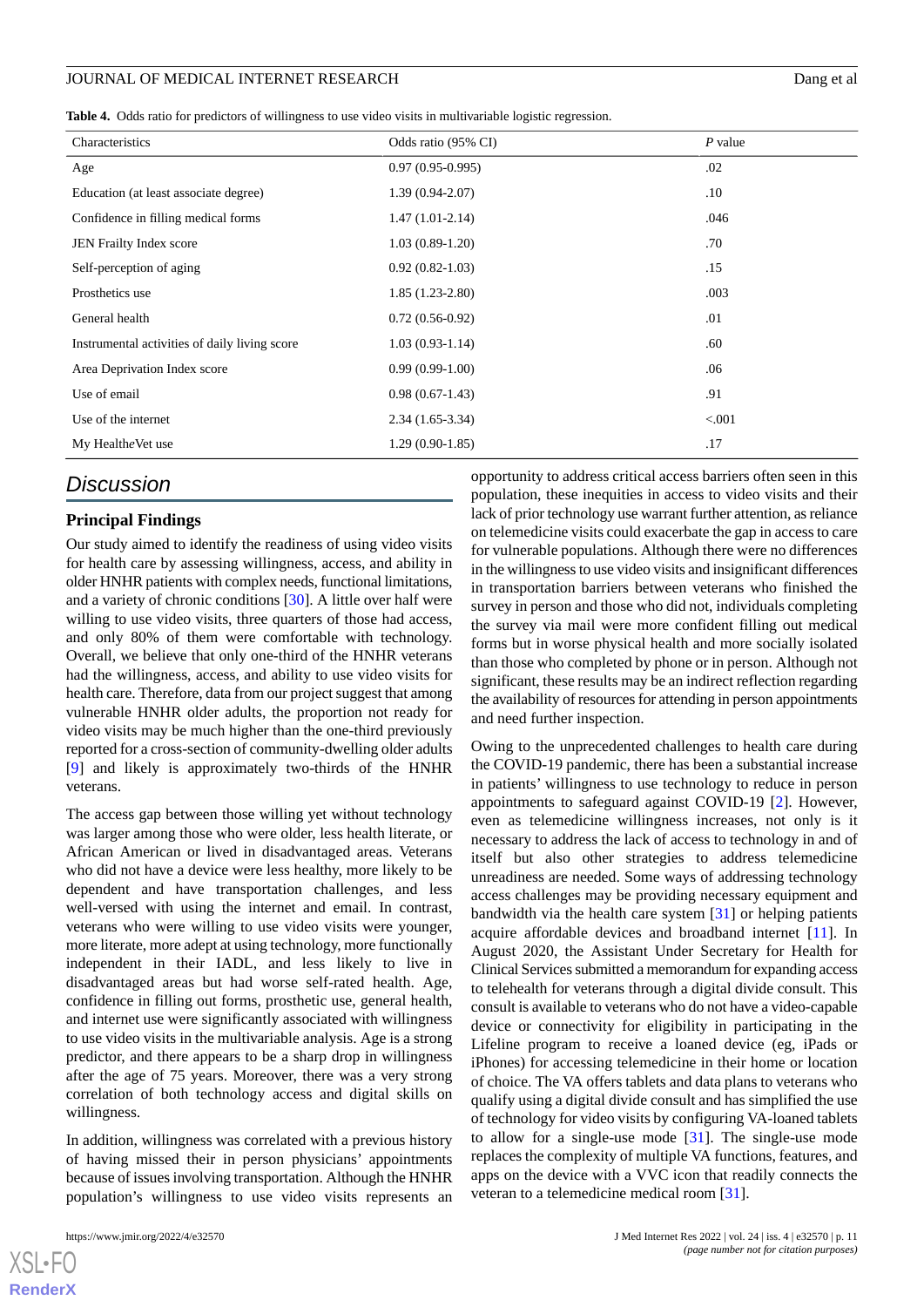**Table 4.** Odds ratio for predictors of willingness to use video visits in multivariable logistic regression.

| Characteristics | Odds ratio (95% CI) | *P* value |
|---|---|---|
| Age | 0.97 (0.95-0.995) | .02 |
| Education (at least associate degree) | 1.39 (0.94-2.07) | .10 |
| Confidence in filling medical forms | 1.47 (1.01-2.14) | .046 |
| JEN Frailty Index score | 1.03 (0.89-1.20) | .70 |
| Self-perception of aging | 0.92 (0.82-1.03) | .15 |
| Prosthetics use | 1.85 (1.23-2.80) | .003 |
| General health | 0.72 (0.56-0.92) | .01 |
| Instrumental activities of daily living score | 1.03 (0.93-1.14) | .60 |
| Area Deprivation Index score | 0.99 (0.99-1.00) | .06 |
| Use of email | 0.98 (0.67-1.43) | .91 |
| Use of the internet | 2.34 (1.65-3.34) | <.001 |
| My HealtheVet use | 1.29 (0.90-1.85) | .17 |

## Discussion

### Principal Findings

Our study aimed to identify the readiness of using video visits for health care by assessing willingness, access, and ability in older HNHR patients with complex needs, functional limitations, and a variety of chronic conditions [30]. A little over half were willing to use video visits, three quarters of those had access, and only 80% of them were comfortable with technology. Overall, we believe that only one-third of the HNHR veterans had the willingness, access, and ability to use video visits for health care. Therefore, data from our project suggest that among vulnerable HNHR older adults, the proportion not ready for video visits may be much higher than the one-third previously reported for a cross-section of community-dwelling older adults [9] and likely is approximately two-thirds of the HNHR veterans.

The access gap between those willing yet without technology was larger among those who were older, less health literate, or African American or lived in disadvantaged areas. Veterans who did not have a device were less healthy, more likely to be dependent and have transportation challenges, and less well-versed with using the internet and email. In contrast, veterans who were willing to use video visits were younger, more literate, more adept at using technology, more functionally independent in their IADL, and less likely to live in disadvantaged areas but had worse self-rated health. Age, confidence in filling out forms, prosthetic use, general health, and internet use were significantly associated with willingness to use video visits in the multivariable analysis. Age is a strong predictor, and there appears to be a sharp drop in willingness after the age of 75 years. Moreover, there was a very strong correlation of both technology access and digital skills on willingness.

In addition, willingness was correlated with a previous history of having missed their in person physicians' appointments because of issues involving transportation. Although the HNHR population's willingness to use video visits represents an opportunity to address critical access barriers often seen in this population, these inequities in access to video visits and their lack of prior technology use warrant further attention, as reliance on telemedicine visits could exacerbate the gap in access to care for vulnerable populations. Although there were no differences in the willingness to use video visits and insignificant differences in transportation barriers between veterans who finished the survey in person and those who did not, individuals completing the survey via mail were more confident filling out medical forms but in worse physical health and more socially isolated than those who completed by phone or in person. Although not significant, these results may be an indirect reflection regarding the availability of resources for attending in person appointments and need further inspection.

Owing to the unprecedented challenges to health care during the COVID-19 pandemic, there has been a substantial increase in patients' willingness to use technology to reduce in person appointments to safeguard against COVID-19 [2]. However, even as telemedicine willingness increases, not only is it necessary to address the lack of access to technology in and of itself but also other strategies to address telemedicine unreadiness are needed. Some ways of addressing technology access challenges may be providing necessary equipment and bandwidth via the health care system [31] or helping patients acquire affordable devices and broadband internet [11]. In August 2020, the Assistant Under Secretary for Health for Clinical Services submitted a memorandum for expanding access to telehealth for veterans through a digital divide consult. This consult is available to veterans who do not have a video-capable device or connectivity for eligibility in participating in the Lifeline program to receive a loaned device (eg, iPads or iPhones) for accessing telemedicine in their home or location of choice. The VA offers tablets and data plans to veterans who qualify using a digital divide consult and has simplified the use of technology for video visits by configuring VA-loaned tablets to allow for a single-use mode [31]. The single-use mode replaces the complexity of multiple VA functions, features, and apps on the device with a VVC icon that readily connects the veteran to a telemedicine medical room [31].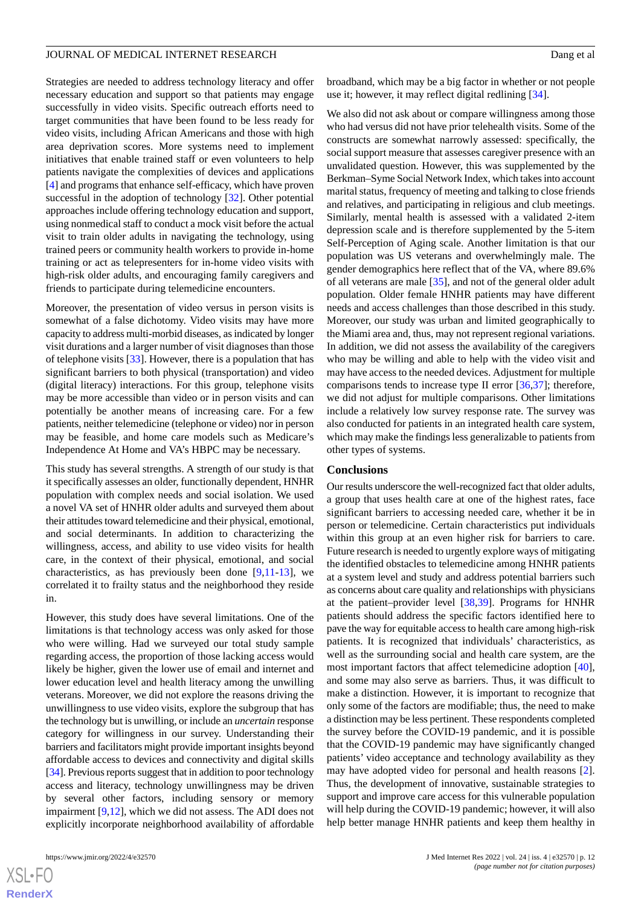Strategies are needed to address technology literacy and offer necessary education and support so that patients may engage successfully in video visits. Specific outreach efforts need to target communities that have been found to be less ready for video visits, including African Americans and those with high area deprivation scores. More systems need to implement initiatives that enable trained staff or even volunteers to help patients navigate the complexities of devices and applications [4] and programs that enhance self-efficacy, which have proven successful in the adoption of technology [32]. Other potential approaches include offering technology education and support, using nonmedical staff to conduct a mock visit before the actual visit to train older adults in navigating the technology, using trained peers or community health workers to provide in-home training or act as telepresenters for in-home video visits with high-risk older adults, and encouraging family caregivers and friends to participate during telemedicine encounters.

Moreover, the presentation of video versus in person visits is somewhat of a false dichotomy. Video visits may have more capacity to address multi-morbid diseases, as indicated by longer visit durations and a larger number of visit diagnoses than those of telephone visits [33]. However, there is a population that has significant barriers to both physical (transportation) and video (digital literacy) interactions. For this group, telephone visits may be more accessible than video or in person visits and can potentially be another means of increasing care. For a few patients, neither telemedicine (telephone or video) nor in person may be feasible, and home care models such as Medicare's Independence At Home and VA's HBPC may be necessary.

This study has several strengths. A strength of our study is that it specifically assesses an older, functionally dependent, HNHR population with complex needs and social isolation. We used a novel VA set of HNHR older adults and surveyed them about their attitudes toward telemedicine and their physical, emotional, and social determinants. In addition to characterizing the willingness, access, and ability to use video visits for health care, in the context of their physical, emotional, and social characteristics, as has previously been done [9,11-13], we correlated it to frailty status and the neighborhood they reside in.

However, this study does have several limitations. One of the limitations is that technology access was only asked for those who were willing. Had we surveyed our total study sample regarding access, the proportion of those lacking access would likely be higher, given the lower use of email and internet and lower education level and health literacy among the unwilling veterans. Moreover, we did not explore the reasons driving the unwillingness to use video visits, explore the subgroup that has the technology but is unwilling, or include an *uncertain* response category for willingness in our survey. Understanding their barriers and facilitators might provide important insights beyond affordable access to devices and connectivity and digital skills [34]. Previous reports suggest that in addition to poor technology access and literacy, technology unwillingness may be driven by several other factors, including sensory or memory impairment [9,12], which we did not assess. The ADI does not explicitly incorporate neighborhood availability of affordable broadband, which may be a big factor in whether or not people use it; however, it may reflect digital redlining [34].

We also did not ask about or compare willingness among those who had versus did not have prior telehealth visits. Some of the constructs are somewhat narrowly assessed: specifically, the social support measure that assesses caregiver presence with an unvalidated question. However, this was supplemented by the Berkman–Syme Social Network Index, which takes into account marital status, frequency of meeting and talking to close friends and relatives, and participating in religious and club meetings. Similarly, mental health is assessed with a validated 2-item depression scale and is therefore supplemented by the 5-item Self-Perception of Aging scale. Another limitation is that our population was US veterans and overwhelmingly male. The gender demographics here reflect that of the VA, where 89.6% of all veterans are male [35], and not of the general older adult population. Older female HNHR patients may have different needs and access challenges than those described in this study. Moreover, our study was urban and limited geographically to the Miami area and, thus, may not represent regional variations. In addition, we did not assess the availability of the caregivers who may be willing and able to help with the video visit and may have access to the needed devices. Adjustment for multiple comparisons tends to increase type II error [36,37]; therefore, we did not adjust for multiple comparisons. Other limitations include a relatively low survey response rate. The survey was also conducted for patients in an integrated health care system, which may make the findings less generalizable to patients from other types of systems.

## Conclusions

Our results underscore the well-recognized fact that older adults, a group that uses health care at one of the highest rates, face significant barriers to accessing needed care, whether it be in person or telemedicine. Certain characteristics put individuals within this group at an even higher risk for barriers to care. Future research is needed to urgently explore ways of mitigating the identified obstacles to telemedicine among HNHR patients at a system level and study and address potential barriers such as concerns about care quality and relationships with physicians at the patient–provider level [38,39]. Programs for HNHR patients should address the specific factors identified here to pave the way for equitable access to health care among high-risk patients. It is recognized that individuals' characteristics, as well as the surrounding social and health care system, are the most important factors that affect telemedicine adoption [40], and some may also serve as barriers. Thus, it was difficult to make a distinction. However, it is important to recognize that only some of the factors are modifiable; thus, the need to make a distinction may be less pertinent. These respondents completed the survey before the COVID-19 pandemic, and it is possible that the COVID-19 pandemic may have significantly changed patients' video acceptance and technology availability as they may have adopted video for personal and health reasons [2]. Thus, the development of innovative, sustainable strategies to support and improve care access for this vulnerable population will help during the COVID-19 pandemic; however, it will also help better manage HNHR patients and keep them healthy in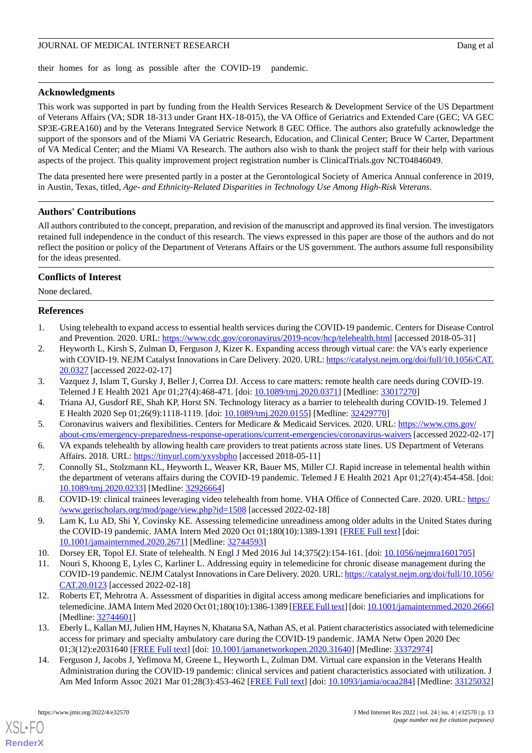their homes for as long as possible after the COVID-19 pandemic.

## Acknowledgments

This work was supported in part by funding from the Health Services Research & Development Service of the US Department of Veterans Affairs (VA; SDR 18-313 under Grant HX-18-015), the VA Office of Geriatrics and Extended Care (GEC; VA GEC SP3E-GREA160) and by the Veterans Integrated Service Network 8 GEC Office. The authors also gratefully acknowledge the support of the sponsors and of the Miami VA Geriatric Research, Education, and Clinical Center; Bruce W Carter, Department of VA Medical Center; and the Miami VA Research. The authors also wish to thank the project staff for their help with various aspects of the project. This quality improvement project registration number is ClinicalTrials.gov NCT04846049.

The data presented here were presented partly in a poster at the Gerontological Society of America Annual conference in 2019, in Austin, Texas, titled, *Age- and Ethnicity-Related Disparities in Technology Use Among High-Risk Veterans*.

## Authors' Contributions

All authors contributed to the concept, preparation, and revision of the manuscript and approved its final version. The investigators retained full independence in the conduct of this research. The views expressed in this paper are those of the authors and do not reflect the position or policy of the Department of Veterans Affairs or the US government. The authors assume full responsibility for the ideas presented.

## Conflicts of Interest

None declared.

## References

1. Using telehealth to expand access to essential health services during the COVID-19 pandemic. Centers for Disease Control and Prevention. 2020. URL: https://www.cdc.gov/coronavirus/2019-ncov/hcp/telehealth.html [accessed 2018-05-31]
2. Heyworth L, Kirsh S, Zulman D, Ferguson J, Kizer K. Expanding access through virtual care: the VA's early experience with COVID-19. NEJM Catalyst Innovations in Care Delivery. 2020. URL: https://catalyst.nejm.org/doi/full/10.1056/CAT.20.0327 [accessed 2022-02-17]
3. Vazquez J, Islam T, Gursky J, Beller J, Correa DJ. Access to care matters: remote health care needs during COVID-19. Telemed J E Health 2021 Apr 01;27(4):468-471. [doi: 10.1089/tmj.2020.0371] [Medline: 33017270]
4. Triana AJ, Gusdorf RE, Shah KP, Horst SN. Technology literacy as a barrier to telehealth during COVID-19. Telemed J E Health 2020 Sep 01;26(9):1118-1119. [doi: 10.1089/tmj.2020.0155] [Medline: 32429770]
5. Coronavirus waivers and flexibilities. Centers for Medicare & Medicaid Services. 2020. URL: https://www.cms.gov/about-cms/emergency-preparedness-response-operations/current-emergencies/coronavirus-waivers [accessed 2022-02-17]
6. VA expands telehealth by allowing health care providers to treat patients across state lines. US Department of Veterans Affairs. 2018. URL: https://tinyurl.com/yxvsbpho [accessed 2018-05-11]
7. Connolly SL, Stolzmann KL, Heyworth L, Weaver KR, Bauer MS, Miller CJ. Rapid increase in telemental health within the department of veterans affairs during the COVID-19 pandemic. Telemed J E Health 2021 Apr 01;27(4):454-458. [doi: 10.1089/tmj.2020.0233] [Medline: 32926664]
8. COVID-19: clinical trainees leveraging video telehealth from home. VHA Office of Connected Care. 2020. URL: https://www.gerischolars.org/mod/page/view.php?id=1508 [accessed 2022-02-18]
9. Lam K, Lu AD, Shi Y, Covinsky KE. Assessing telemedicine unreadiness among older adults in the United States during the COVID-19 pandemic. JAMA Intern Med 2020 Oct 01;180(10):1389-1391 [FREE Full text] [doi: 10.1001/jamainternmed.2020.2671] [Medline: 32744593]
10. Dorsey ER, Topol EJ. State of telehealth. N Engl J Med 2016 Jul 14;375(2):154-161. [doi: 10.1056/nejmra1601705]
11. Nouri S, Khoong E, Lyles C, Karliner L. Addressing equity in telemedicine for chronic disease management during the COVID-19 pandemic. NEJM Catalyst Innovations in Care Delivery. 2020. URL: https://catalyst.nejm.org/doi/full/10.1056/CAT.20.0123 [accessed 2022-02-18]
12. Roberts ET, Mehrotra A. Assessment of disparities in digital access among medicare beneficiaries and implications for telemedicine. JAMA Intern Med 2020 Oct 01;180(10):1386-1389 [FREE Full text] [doi: 10.1001/jamainternmed.2020.2666] [Medline: 32744601]
13. Eberly L, Kallan MJ, Julien HM, Haynes N, Khatana SA, Nathan AS, et al. Patient characteristics associated with telemedicine access for primary and specialty ambulatory care during the COVID-19 pandemic. JAMA Netw Open 2020 Dec 01;3(12):e2031640 [FREE Full text] [doi: 10.1001/jamanetworkopen.2020.31640] [Medline: 33372974]
14. Ferguson J, Jacobs J, Yefimova M, Greene L, Heyworth L, Zulman DM. Virtual care expansion in the Veterans Health Administration during the COVID-19 pandemic: clinical services and patient characteristics associated with utilization. J Am Med Inform Assoc 2021 Mar 01;28(3):453-462 [FREE Full text] [doi: 10.1093/jamia/ocaa284] [Medline: 33125032]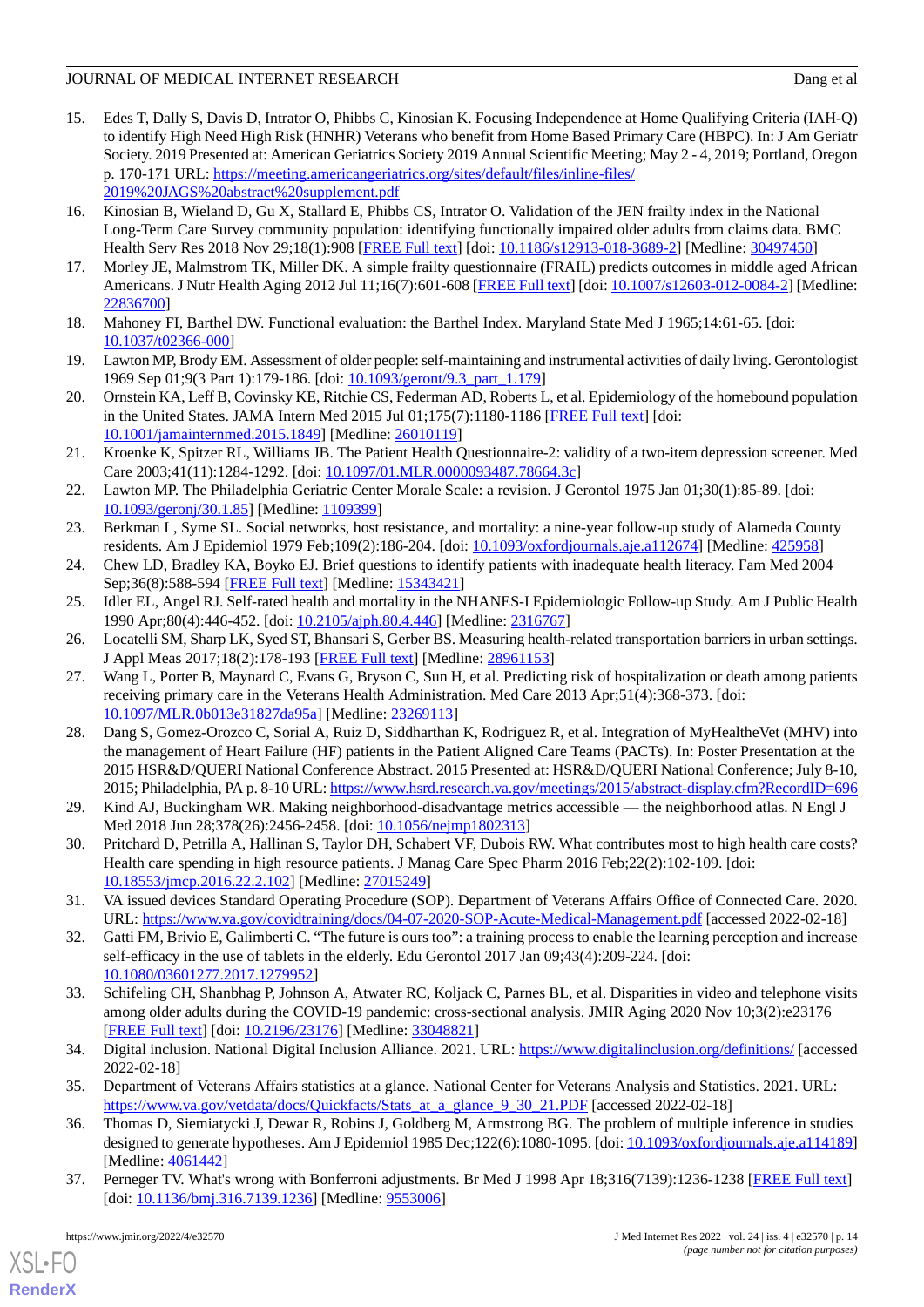15. Edes T, Dally S, Davis D, Intrator O, Phibbs C, Kinosian K. Focusing Independence at Home Qualifying Criteria (IAH-Q) to identify High Need High Risk (HNHR) Veterans who benefit from Home Based Primary Care (HBPC). In: J Am Geriatr Society. 2019 Presented at: American Geriatrics Society 2019 Annual Scientific Meeting; May 2 - 4, 2019; Portland, Oregon p. 170-171 URL: https://meeting.americangeriatrics.org/sites/default/files/inline-files/2019%20JAGS%20abstract%20supplement.pdf
16. Kinosian B, Wieland D, Gu X, Stallard E, Phibbs CS, Intrator O. Validation of the JEN frailty index in the National Long-Term Care Survey community population: identifying functionally impaired older adults from claims data. BMC Health Serv Res 2018 Nov 29;18(1):908 [FREE Full text] [doi: 10.1186/s12913-018-3689-2] [Medline: 30497450]
17. Morley JE, Malmstrom TK, Miller DK. A simple frailty questionnaire (FRAIL) predicts outcomes in middle aged African Americans. J Nutr Health Aging 2012 Jul 11;16(7):601-608 [FREE Full text] [doi: 10.1007/s12603-012-0084-2] [Medline: 22836700]
18. Mahoney FI, Barthel DW. Functional evaluation: the Barthel Index. Maryland State Med J 1965;14:61-65. [doi: 10.1037/t02366-000]
19. Lawton MP, Brody EM. Assessment of older people: self-maintaining and instrumental activities of daily living. Gerontologist 1969 Sep 01;9(3 Part 1):179-186. [doi: 10.1093/geront/9.3_part_1.179]
20. Ornstein KA, Leff B, Covinsky KE, Ritchie CS, Federman AD, Roberts L, et al. Epidemiology of the homebound population in the United States. JAMA Intern Med 2015 Jul 01;175(7):1180-1186 [FREE Full text] [doi: 10.1001/jamainternmed.2015.1849] [Medline: 26010119]
21. Kroenke K, Spitzer RL, Williams JB. The Patient Health Questionnaire-2: validity of a two-item depression screener. Med Care 2003;41(11):1284-1292. [doi: 10.1097/01.MLR.0000093487.78664.3c]
22. Lawton MP. The Philadelphia Geriatric Center Morale Scale: a revision. J Gerontol 1975 Jan 01;30(1):85-89. [doi: 10.1093/geronj/30.1.85] [Medline: 1109399]
23. Berkman L, Syme SL. Social networks, host resistance, and mortality: a nine-year follow-up study of Alameda County residents. Am J Epidemiol 1979 Feb;109(2):186-204. [doi: 10.1093/oxfordjournals.aje.a112674] [Medline: 425958]
24. Chew LD, Bradley KA, Boyko EJ. Brief questions to identify patients with inadequate health literacy. Fam Med 2004 Sep;36(8):588-594 [FREE Full text] [Medline: 15343421]
25. Idler EL, Angel RJ. Self-rated health and mortality in the NHANES-I Epidemiologic Follow-up Study. Am J Public Health 1990 Apr;80(4):446-452. [doi: 10.2105/ajph.80.4.446] [Medline: 2316767]
26. Locatelli SM, Sharp LK, Syed ST, Bhansari S, Gerber BS. Measuring health-related transportation barriers in urban settings. J Appl Meas 2017;18(2):178-193 [FREE Full text] [Medline: 28961153]
27. Wang L, Porter B, Maynard C, Evans G, Bryson C, Sun H, et al. Predicting risk of hospitalization or death among patients receiving primary care in the Veterans Health Administration. Med Care 2013 Apr;51(4):368-373. [doi: 10.1097/MLR.0b013e31827da95a] [Medline: 23269113]
28. Dang S, Gomez-Orozco C, Sorial A, Ruiz D, Siddharthan K, Rodriguez R, et al. Integration of MyHealtheVet (MHV) into the management of Heart Failure (HF) patients in the Patient Aligned Care Teams (PACTs). In: Poster Presentation at the 2015 HSR&D/QUERI National Conference Abstract. 2015 Presented at: HSR&D/QUERI National Conference; July 8-10, 2015; Philadelphia, PA p. 8-10 URL: https://www.hsrd.research.va.gov/meetings/2015/abstract-display.cfm?RecordID=696
29. Kind AJ, Buckingham WR. Making neighborhood-disadvantage metrics accessible — the neighborhood atlas. N Engl J Med 2018 Jun 28;378(26):2456-2458. [doi: 10.1056/nejmp1802313]
30. Pritchard D, Petrilla A, Hallinan S, Taylor DH, Schabert VF, Dubois RW. What contributes most to high health care costs? Health care spending in high resource patients. J Manag Care Spec Pharm 2016 Feb;22(2):102-109. [doi: 10.18553/jmcp.2016.22.2.102] [Medline: 27015249]
31. VA issued devices Standard Operating Procedure (SOP). Department of Veterans Affairs Office of Connected Care. 2020. URL: https://www.va.gov/covidtraining/docs/04-07-2020-SOP-Acute-Medical-Management.pdf [accessed 2022-02-18]
32. Gatti FM, Brivio E, Galimberti C. "The future is ours too": a training process to enable the learning perception and increase self-efficacy in the use of tablets in the elderly. Edu Gerontol 2017 Jan 09;43(4):209-224. [doi: 10.1080/03601277.2017.1279952]
33. Schifeling CH, Shanbhag P, Johnson A, Atwater RC, Koljack C, Parnes BL, et al. Disparities in video and telephone visits among older adults during the COVID-19 pandemic: cross-sectional analysis. JMIR Aging 2020 Nov 10;3(2):e23176 [FREE Full text] [doi: 10.2196/23176] [Medline: 33048821]
34. Digital inclusion. National Digital Inclusion Alliance. 2021. URL: https://www.digitalinclusion.org/definitions/ [accessed 2022-02-18]
35. Department of Veterans Affairs statistics at a glance. National Center for Veterans Analysis and Statistics. 2021. URL: https://www.va.gov/vetdata/docs/Quickfacts/Stats_at_a_glance_9_30_21.PDF [accessed 2022-02-18]
36. Thomas D, Siemiatycki J, Dewar R, Robins J, Goldberg M, Armstrong BG. The problem of multiple inference in studies designed to generate hypotheses. Am J Epidemiol 1985 Dec;122(6):1080-1095. [doi: 10.1093/oxfordjournals.aje.a114189] [Medline: 4061442]
37. Perneger TV. What's wrong with Bonferroni adjustments. Br Med J 1998 Apr 18;316(7139):1236-1238 [FREE Full text] [doi: 10.1136/bmj.316.7139.1236] [Medline: 9553006]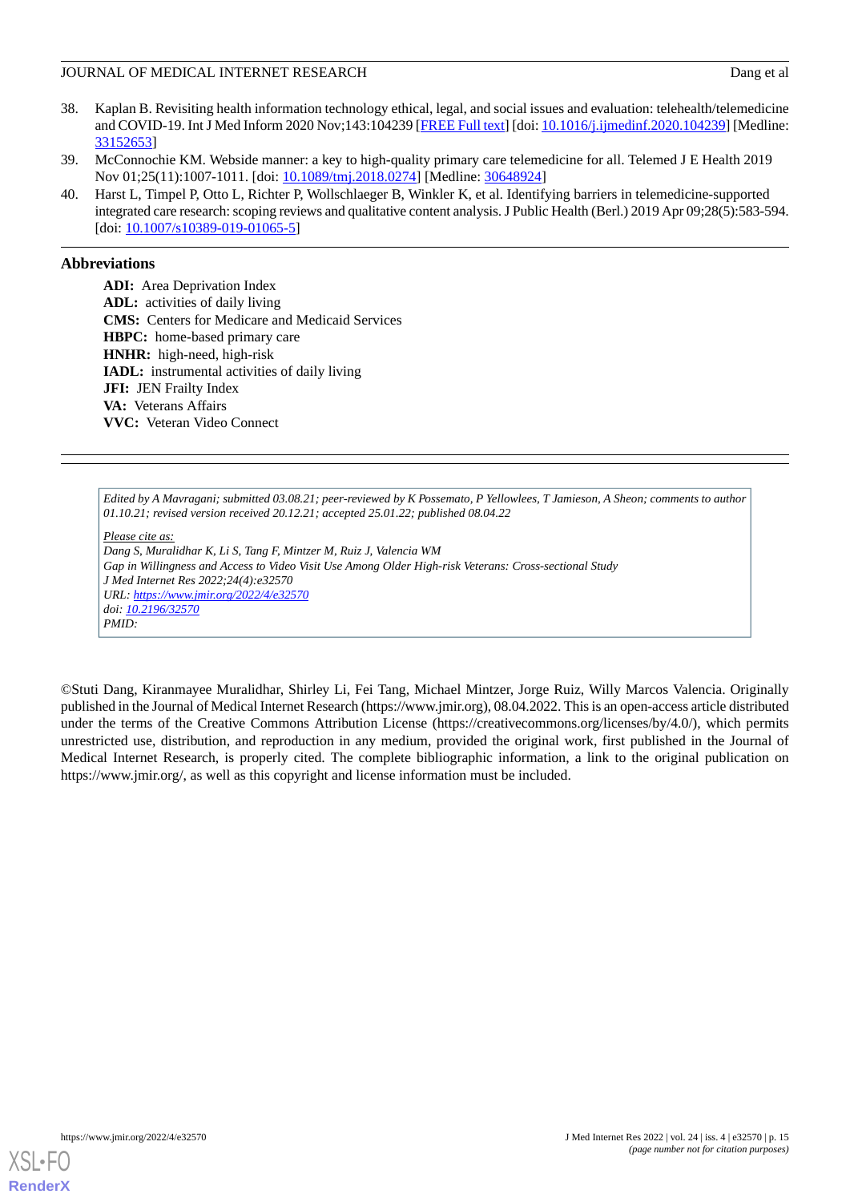38. Kaplan B. Revisiting health information technology ethical, legal, and social issues and evaluation: telehealth/telemedicine and COVID-19. Int J Med Inform 2020 Nov;143:104239 [FREE Full text] [doi: 10.1016/j.ijmedinf.2020.104239] [Medline: 33152653]
39. McConnochie KM. Webside manner: a key to high-quality primary care telemedicine for all. Telemed J E Health 2019 Nov 01;25(11):1007-1011. [doi: 10.1089/tmj.2018.0274] [Medline: 30648924]
40. Harst L, Timpel P, Otto L, Richter P, Wollschlaeger B, Winkler K, et al. Identifying barriers in telemedicine-supported integrated care research: scoping reviews and qualitative content analysis. J Public Health (Berl.) 2019 Apr 09;28(5):583-594. [doi: 10.1007/s10389-019-01065-5]

## Abbreviations

**ADI:** Area Deprivation Index
**ADL:** activities of daily living
**CMS:** Centers for Medicare and Medicaid Services
**HBPC:** home-based primary care
**HNHR:** high-need, high-risk
**IADL:** instrumental activities of daily living
**JFI:** JEN Frailty Index
**VA:** Veterans Affairs
**VVC:** Veteran Video Connect

---

*Edited by A Mavragani; submitted 03.08.21; peer-reviewed by K Possemato, P Yellowlees, T Jamieson, A Sheon; comments to author 01.10.21; revised version received 20.12.21; accepted 25.01.22; published 08.04.22*

*Please cite as:*
*Dang S, Muralidhar K, Li S, Tang F, Mintzer M, Ruiz J, Valencia WM*
*Gap in Willingness and Access to Video Visit Use Among Older High-risk Veterans: Cross-sectional Study*
*J Med Internet Res 2022;24(4):e32570*
*URL: https://www.jmir.org/2022/4/e32570*
*doi: 10.2196/32570*
*PMID:*

©Stuti Dang, Kiranmayee Muralidhar, Shirley Li, Fei Tang, Michael Mintzer, Jorge Ruiz, Willy Marcos Valencia. Originally published in the Journal of Medical Internet Research (https://www.jmir.org), 08.04.2022. This is an open-access article distributed under the terms of the Creative Commons Attribution License (https://creativecommons.org/licenses/by/4.0/), which permits unrestricted use, distribution, and reproduction in any medium, provided the original work, first published in the Journal of Medical Internet Research, is properly cited. The complete bibliographic information, a link to the original publication on https://www.jmir.org/, as well as this copyright and license information must be included.